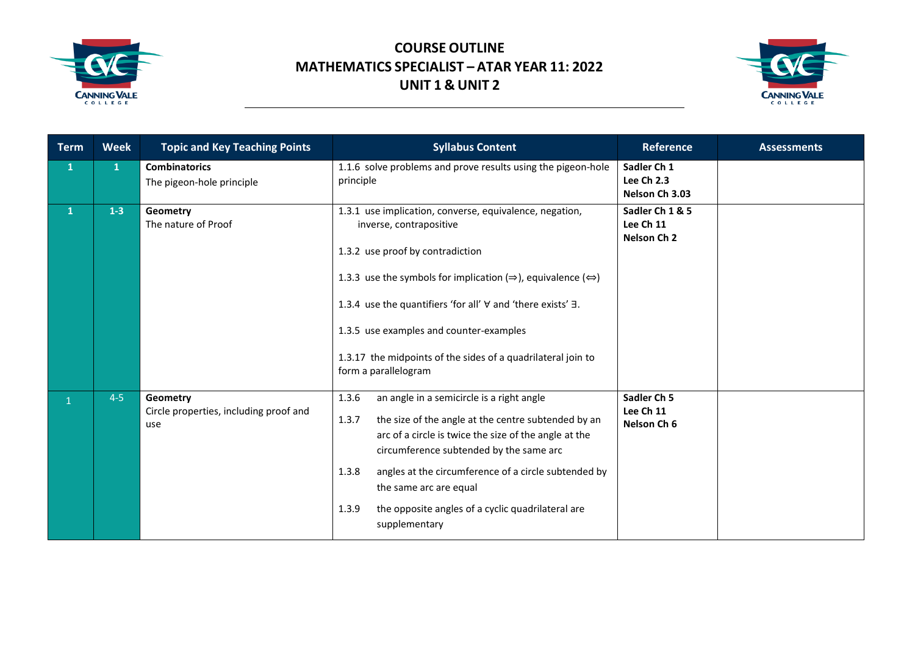# COURSE OUTLINE
# MATHEMATICS SPECIALIST – ATAR YEAR 11: 2022
# UNIT 1 & UNIT 2

| Term | Week | Topic and Key Teaching Points | Syllabus Content | Reference | Assessments |
|---|---|---|---|---|---|
| 1 | 1 | **Combinatorics**<br>The pigeon-hole principle | 1.1.6 solve problems and prove results using the pigeon-hole principle | **Sadler Ch 1**<br>**Lee Ch 2.3**<br>**Nelson Ch 3.03** | |
| 1 | 1-3 | **Geometry**<br>The nature of Proof | 1.3.1 use implication, converse, equivalence, negation, inverse, contrapositive<br><br>1.3.2 use proof by contradiction<br><br>1.3.3 use the symbols for implication ($\Rightarrow$), equivalence ($\Leftrightarrow$)<br><br>1.3.4 use the quantifiers 'for all' $\forall$ and 'there exists' $\exists$.<br><br>1.3.5 use examples and counter-examples<br><br>1.3.17 the midpoints of the sides of a quadrilateral join to form a parallelogram | **Sadler Ch 1 & 5**<br>**Lee Ch 11**<br>**Nelson Ch 2** | |
| 1 | 4-5 | **Geometry**<br>Circle properties, including proof and use | 1.3.6 an angle in a semicircle is a right angle<br><br>1.3.7 the size of the angle at the centre subtended by an arc of a circle is twice the size of the angle at the circumference subtended by the same arc<br><br>1.3.8 angles at the circumference of a circle subtended by the same arc are equal<br><br>1.3.9 the opposite angles of a cyclic quadrilateral are supplementary | **Sadler Ch 5**<br>**Lee Ch 11**<br>**Nelson Ch 6** | |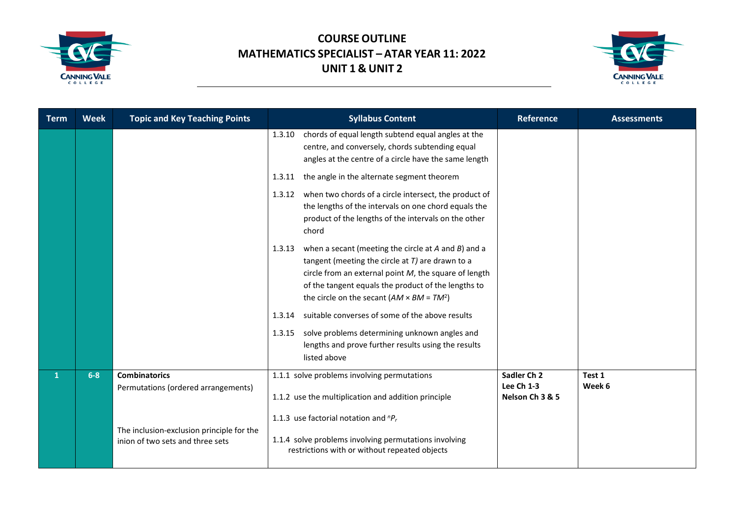# COURSE OUTLINE
# MATHEMATICS SPECIALIST – ATAR YEAR 11: 2022
# UNIT 1 & UNIT 2

| Term | Week | Topic and Key Teaching Points | Syllabus Content | Reference | Assessments |
|---|---|---|---|---|---|
| | | | 1.3.10 chords of equal length subtend equal angles at the centre, and conversely, chords subtending equal angles at the centre of a circle have the same length<br><br>1.3.11 the angle in the alternate segment theorem<br><br>1.3.12 when two chords of a circle intersect, the product of the lengths of the intervals on one chord equals the product of the lengths of the intervals on the other chord<br><br>1.3.13 when a secant (meeting the circle at *A* and *B*) and a tangent (meeting the circle at *T)* are drawn to a circle from an external point *M*, the square of length of the tangent equals the product of the lengths to the circle on the secant ($AM \times BM = TM^2$)<br><br>1.3.14 suitable converses of some of the above results<br><br>1.3.15 solve problems determining unknown angles and lengths and prove further results using the results listed above | | |
| 1 | 6-8 | **Combinatorics**<br>Permutations (ordered arrangements)<br><br>The inclusion-exclusion principle for the inion of two sets and three sets | 1.1.1 solve problems involving permutations<br><br>1.1.2 use the multiplication and addition principle<br><br>1.1.3 use factorial notation and ${}^nP_r$<br><br>1.1.4 solve problems involving permutations involving restrictions with or without repeated objects | **Sadler Ch 2**<br>**Lee Ch 1-3**<br>**Nelson Ch 3 & 5** | **Test 1**<br>**Week 6** |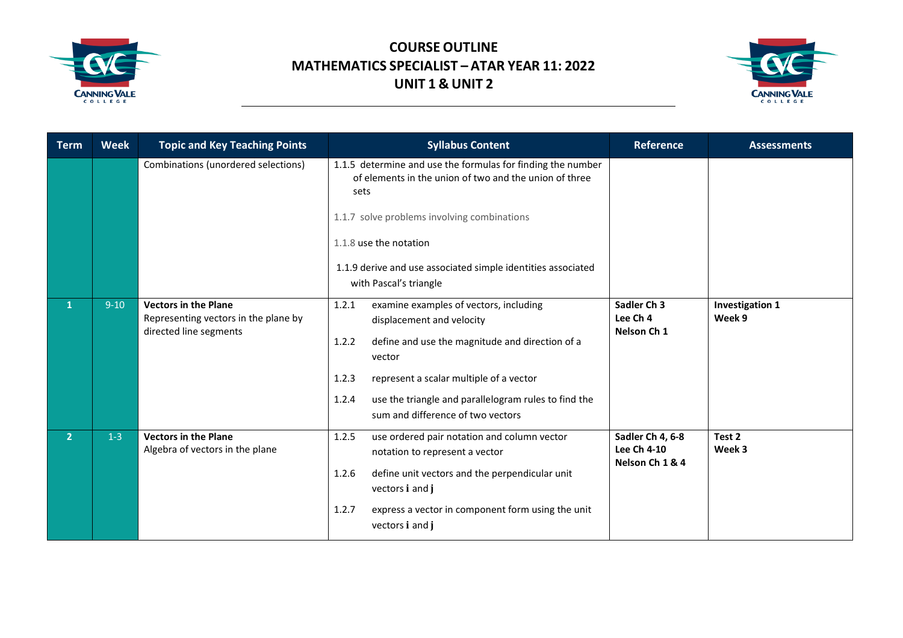# COURSE OUTLINE
# MATHEMATICS SPECIALIST – ATAR YEAR 11: 2022
# UNIT 1 & UNIT 2

| Term | Week | Topic and Key Teaching Points | Syllabus Content | Reference | Assessments |
|---|---|---|---|---|---|
| | | Combinations (unordered selections) | 1.1.5 determine and use the formulas for finding the number of elements in the union of two and the union of three sets<br><br>1.1.7 solve problems involving combinations<br><br>1.1.8 use the notation<br><br>1.1.9 derive and use associated simple identities associated with Pascal's triangle | | |
| 1 | 9-10 | **Vectors in the Plane**<br>Representing vectors in the plane by directed line segments | 1.2.1 examine examples of vectors, including displacement and velocity<br><br>1.2.2 define and use the magnitude and direction of a vector<br><br>1.2.3 represent a scalar multiple of a vector<br><br>1.2.4 use the triangle and parallelogram rules to find the sum and difference of two vectors | **Sadler Ch 3**<br>**Lee Ch 4**<br>**Nelson Ch 1** | **Investigation 1**<br>**Week 9** |
| 2 | 1-3 | **Vectors in the Plane**<br>Algebra of vectors in the plane | 1.2.5 use ordered pair notation and column vector notation to represent a vector<br><br>1.2.6 define unit vectors and the perpendicular unit vectors **i** and **j**<br><br>1.2.7 express a vector in component form using the unit vectors **i** and **j** | **Sadler Ch 4, 6-8**<br>**Lee Ch 4-10**<br>**Nelson Ch 1 & 4** | **Test 2**<br>**Week 3** |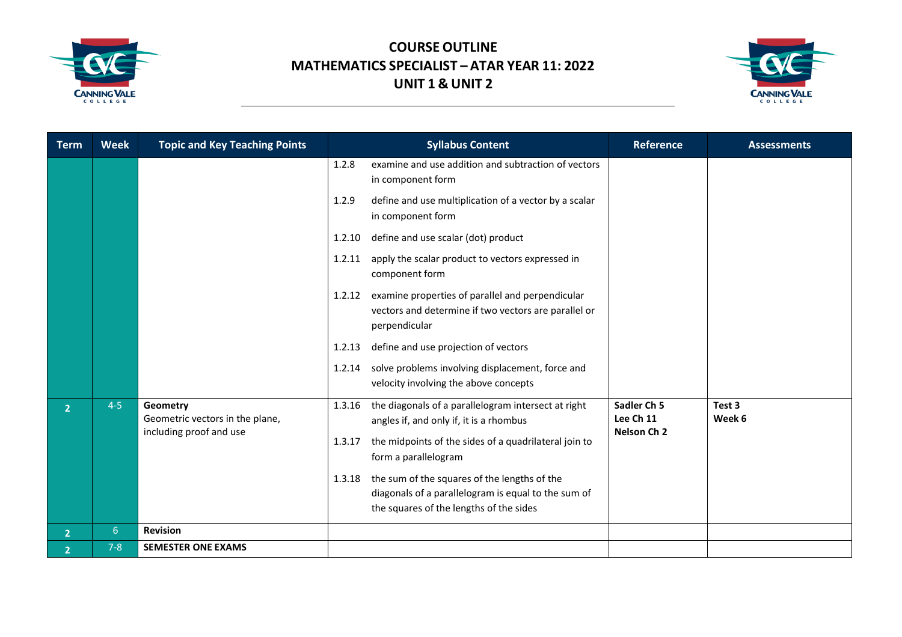# COURSE OUTLINE
## MATHEMATICS SPECIALIST – ATAR YEAR 11: 2022
## UNIT 1 & UNIT 2

| Term | Week | Topic and Key Teaching Points | Syllabus Content | Reference | Assessments |
|---|---|---|---|---|---|
| | | | 1.2.8 examine and use addition and subtraction of vectors in component form<br>1.2.9 define and use multiplication of a vector by a scalar in component form<br>1.2.10 define and use scalar (dot) product<br>1.2.11 apply the scalar product to vectors expressed in component form<br>1.2.12 examine properties of parallel and perpendicular vectors and determine if two vectors are parallel or perpendicular<br>1.2.13 define and use projection of vectors<br>1.2.14 solve problems involving displacement, force and velocity involving the above concepts | | |
| 2 | 4-5 | **Geometry**<br>Geometric vectors in the plane, including proof and use | 1.3.16 the diagonals of a parallelogram intersect at right angles if, and only if, it is a rhombus<br>1.3.17 the midpoints of the sides of a quadrilateral join to form a parallelogram<br>1.3.18 the sum of the squares of the lengths of the diagonals of a parallelogram is equal to the sum of the squares of the lengths of the sides | **Sadler Ch 5**<br>**Lee Ch 11**<br>**Nelson Ch 2** | **Test 3**<br>**Week 6** |
| 2 | 6 | **Revision** | | | |
| 2 | 7-8 | **SEMESTER ONE EXAMS** | | | |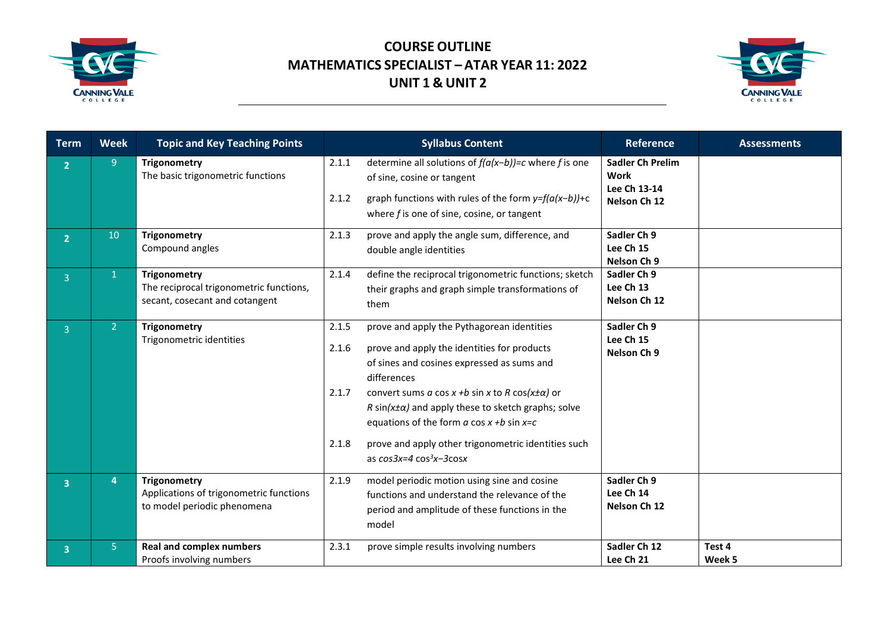# COURSE OUTLINE
## MATHEMATICS SPECIALIST – ATAR YEAR 11: 2022
## UNIT 1 & UNIT 2

| Term | Week | Topic and Key Teaching Points | Syllabus Content | Reference | Assessments |
|---|---|---|---|---|---|
| 2 | 9 | **Trigonometry**<br>The basic trigonometric functions | 2.1.1 determine all solutions of $f(a(x-b))=c$ where $f$ is one of sine, cosine or tangent<br>2.1.2 graph functions with rules of the form $y=f(a(x-b))+c$ where $f$ is one of sine, cosine, or tangent | **Sadler Ch Prelim Work**<br>**Lee Ch 13-14**<br>**Nelson Ch 12** | |
| 2 | 10 | **Trigonometry**<br>Compound angles | 2.1.3 prove and apply the angle sum, difference, and double angle identities | **Sadler Ch 9**<br>**Lee Ch 15**<br>**Nelson Ch 9** | |
| 3 | 1 | **Trigonometry**<br>The reciprocal trigonometric functions, secant, cosecant and cotangent | 2.1.4 define the reciprocal trigonometric functions; sketch their graphs and graph simple transformations of them | **Sadler Ch 9**<br>**Lee Ch 13**<br>**Nelson Ch 12** | |
| 3 | 2 | **Trigonometry**<br>Trigonometric identities | 2.1.5 prove and apply the Pythagorean identities<br>2.1.6 prove and apply the identities for products of sines and cosines expressed as sums and differences<br>2.1.7 convert sums $a \cos x + b \sin x$ to $R \cos(x \pm \alpha)$ or $R \sin(x \pm \alpha)$ and apply these to sketch graphs; solve equations of the form $a \cos x + b \sin x = c$<br>2.1.8 prove and apply other trigonometric identities such as $\cos 3x = 4\cos^3 x - 3\cos x$ | **Sadler Ch 9**<br>**Lee Ch 15**<br>**Nelson Ch 9** | |
| 3 | 4 | **Trigonometry**<br>Applications of trigonometric functions to model periodic phenomena | 2.1.9 model periodic motion using sine and cosine functions and understand the relevance of the period and amplitude of these functions in the model | **Sadler Ch 9**<br>**Lee Ch 14**<br>**Nelson Ch 12** | |
| 3 | 5 | **Real and complex numbers**<br>Proofs involving numbers | 2.3.1 prove simple results involving numbers | **Sadler Ch 12**<br>**Lee Ch 21** | **Test 4**<br>**Week 5** |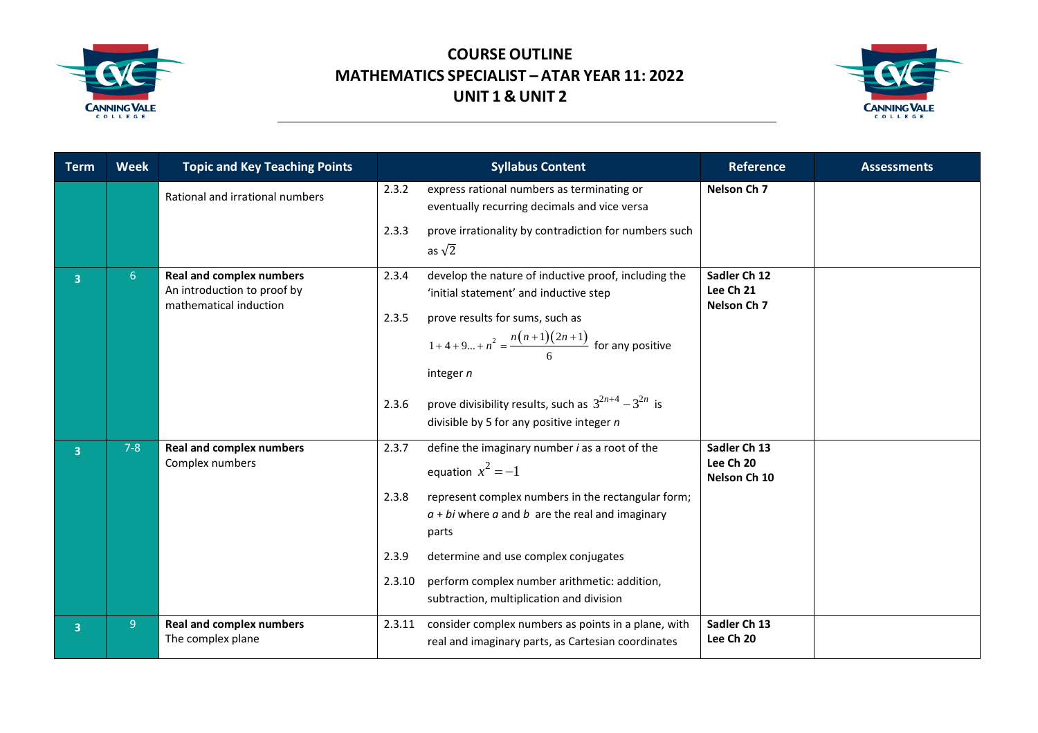# COURSE OUTLINE
# MATHEMATICS SPECIALIST – ATAR YEAR 11: 2022
# UNIT 1 & UNIT 2

| Term | Week | Topic and Key Teaching Points | Syllabus Content | Reference | Assessments |
|---|---|---|---|---|---|
| | | Rational and irrational numbers | 2.3.2 express rational numbers as terminating or eventually recurring decimals and vice versa<br><br>2.3.3 prove irrationality by contradiction for numbers such as $\sqrt{2}$ | **Nelson Ch 7** | |
| 3 | 6 | **Real and complex numbers**<br>An introduction to proof by mathematical induction | 2.3.4 develop the nature of inductive proof, including the 'initial statement' and inductive step<br><br>2.3.5 prove results for sums, such as $1+4+9...+n^2 = \frac{n(n+1)(2n+1)}{6}$ for any positive integer *n*<br><br>2.3.6 prove divisibility results, such as $3^{2n+4} - 3^{2n}$ is divisible by 5 for any positive integer *n* | **Sadler Ch 12**<br>**Lee Ch 21**<br>**Nelson Ch 7** | |
| 3 | 7-8 | **Real and complex numbers**<br>Complex numbers | 2.3.7 define the imaginary number *i* as a root of the equation $x^2 = -1$<br><br>2.3.8 represent complex numbers in the rectangular form; *a* + *bi* where *a* and *b* are the real and imaginary parts<br><br>2.3.9 determine and use complex conjugates<br><br>2.3.10 perform complex number arithmetic: addition, subtraction, multiplication and division | **Sadler Ch 13**<br>**Lee Ch 20**<br>**Nelson Ch 10** | |
| 3 | 9 | **Real and complex numbers**<br>The complex plane | 2.3.11 consider complex numbers as points in a plane, with real and imaginary parts, as Cartesian coordinates | **Sadler Ch 13**<br>**Lee Ch 20** | |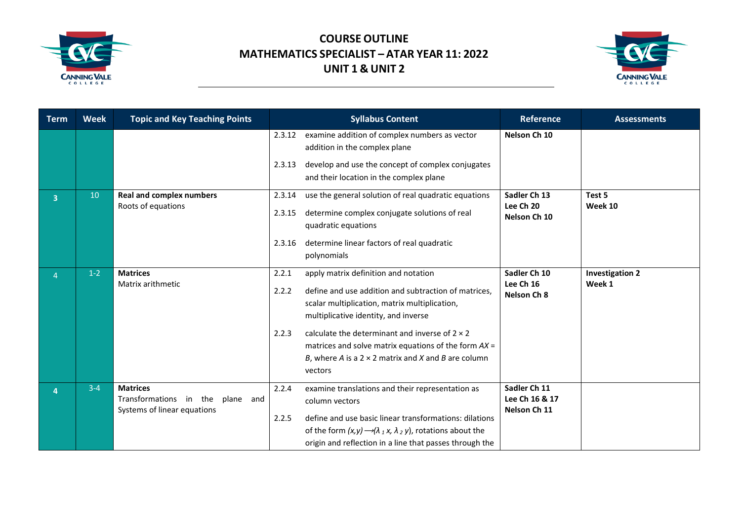# COURSE OUTLINE
# MATHEMATICS SPECIALIST – ATAR YEAR 11: 2022
# UNIT 1 & UNIT 2

| Term | Week | Topic and Key Teaching Points | Syllabus Content | Reference | Assessments |
|---|---|---|---|---|---|
| | | | 2.3.12 examine addition of complex numbers as vector addition in the complex plane<br>2.3.13 develop and use the concept of complex conjugates and their location in the complex plane | **Nelson Ch 10** | |
| 3 | 10 | **Real and complex numbers**<br>Roots of equations | 2.3.14 use the general solution of real quadratic equations<br>2.3.15 determine complex conjugate solutions of real quadratic equations<br>2.3.16 determine linear factors of real quadratic polynomials | **Sadler Ch 13**<br>**Lee Ch 20**<br>**Nelson Ch 10** | **Test 5**<br>**Week 10** |
| 4 | 1-2 | **Matrices**<br>Matrix arithmetic | 2.2.1 apply matrix definition and notation<br>2.2.2 define and use addition and subtraction of matrices, scalar multiplication, matrix multiplication, multiplicative identity, and inverse<br>2.2.3 calculate the determinant and inverse of $2 \times 2$ matrices and solve matrix equations of the form $AX = B$, where $A$ is a $2 \times 2$ matrix and $X$ and $B$ are column vectors | **Sadler Ch 10**<br>**Lee Ch 16**<br>**Nelson Ch 8** | **Investigation 2**<br>**Week 1** |
| 4 | 3-4 | **Matrices**<br>Transformations in the plane and Systems of linear equations | 2.2.4 examine translations and their representation as column vectors<br>2.2.5 define and use basic linear transformations: dilations of the form $(x,y) \longrightarrow (\lambda_1 x, \lambda_2 y)$, rotations about the origin and reflection in a line that passes through the | **Sadler Ch 11**<br>**Lee Ch 16 & 17**<br>**Nelson Ch 11** | |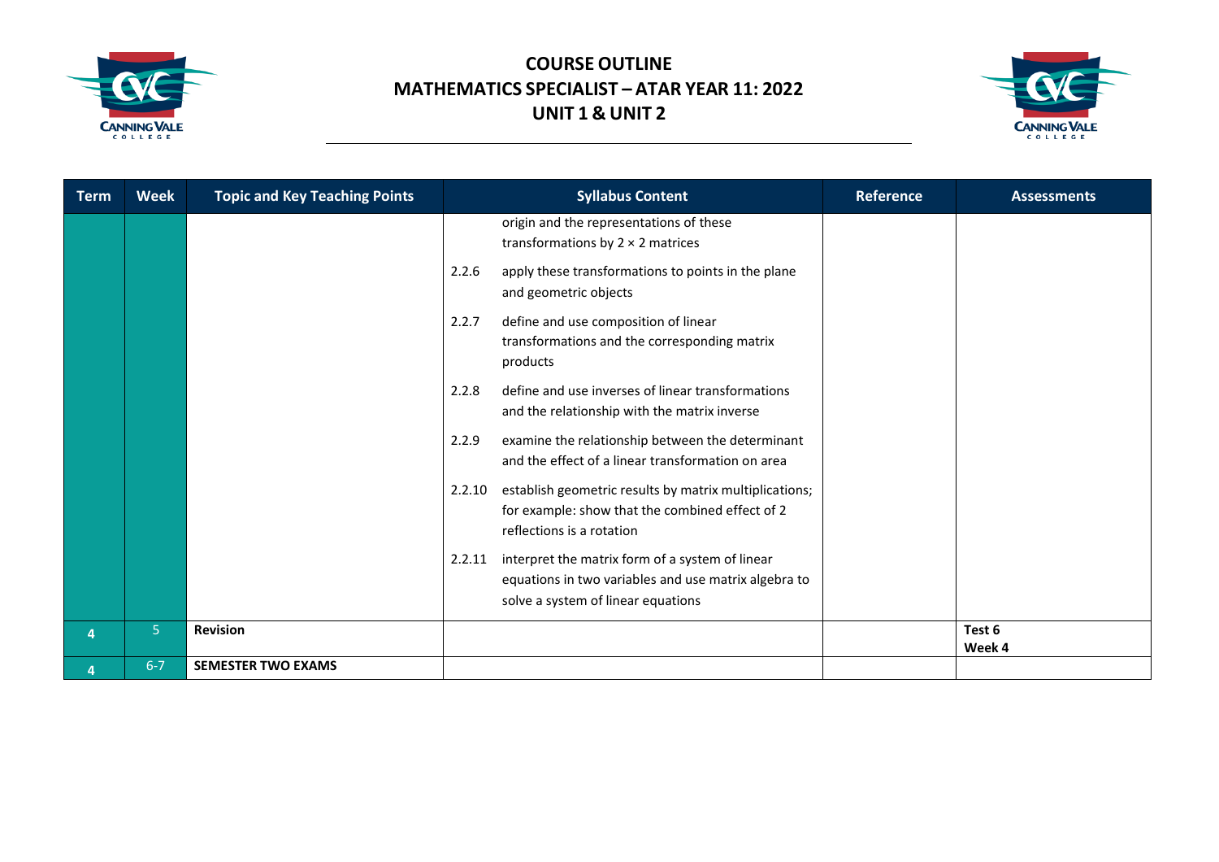# COURSE OUTLINE
# MATHEMATICS SPECIALIST – ATAR YEAR 11: 2022
# UNIT 1 & UNIT 2

| Term | Week | Topic and Key Teaching Points | Syllabus Content | Reference | Assessments |
|---|---|---|---|---|---|
| | | | origin and the representations of these transformations by $2 \times 2$ matrices | | |
| | | | 2.2.6 apply these transformations to points in the plane and geometric objects | | |
| | | | 2.2.7 define and use composition of linear transformations and the corresponding matrix products | | |
| | | | 2.2.8 define and use inverses of linear transformations and the relationship with the matrix inverse | | |
| | | | 2.2.9 examine the relationship between the determinant and the effect of a linear transformation on area | | |
| | | | 2.2.10 establish geometric results by matrix multiplications; for example: show that the combined effect of 2 reflections is a rotation | | |
| | | | 2.2.11 interpret the matrix form of a system of linear equations in two variables and use matrix algebra to solve a system of linear equations | | |
| 4 | 5 | **Revision** | | | **Test 6 Week 4** |
| 4 | 6-7 | **SEMESTER TWO EXAMS** | | | |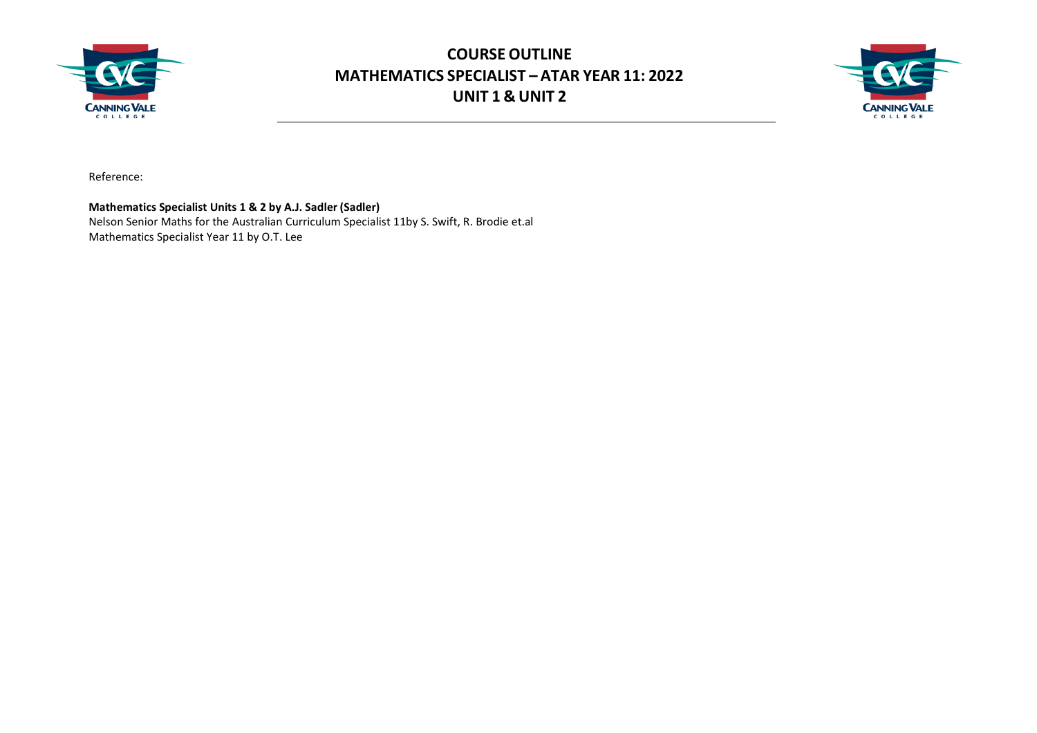Reference:

**Mathematics Specialist Units 1 & 2 by A.J. Sadler (Sadler)**
Nelson Senior Maths for the Australian Curriculum Specialist 11by S. Swift, R. Brodie et.al
Mathematics Specialist Year 11 by O.T. Lee